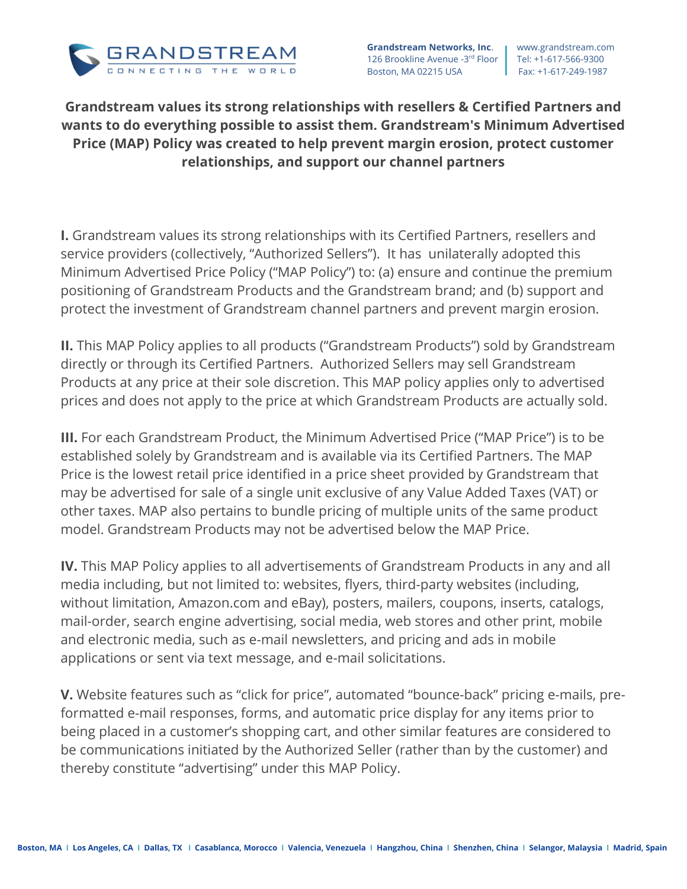**Grandstream Networks, Inc.**
126 Brookline Avenue -3rd Floor
Boston, MA 02215 USA

www.grandstream.com
Tel: +1-617-566-9300
Fax: +1-617-249-1987

**Grandstream values its strong relationships with resellers & Certified Partners and wants to do everything possible to assist them. Grandstream's Minimum Advertised Price (MAP) Policy was created to help prevent margin erosion, protect customer relationships, and support our channel partners**

**I.** Grandstream values its strong relationships with its Certified Partners, resellers and service providers (collectively, "Authorized Sellers"). It has unilaterally adopted this Minimum Advertised Price Policy ("MAP Policy") to: (a) ensure and continue the premium positioning of Grandstream Products and the Grandstream brand; and (b) support and protect the investment of Grandstream channel partners and prevent margin erosion.

**II.** This MAP Policy applies to all products ("Grandstream Products") sold by Grandstream directly or through its Certified Partners. Authorized Sellers may sell Grandstream Products at any price at their sole discretion. This MAP policy applies only to advertised prices and does not apply to the price at which Grandstream Products are actually sold.

**III.** For each Grandstream Product, the Minimum Advertised Price ("MAP Price") is to be established solely by Grandstream and is available via its Certified Partners. The MAP Price is the lowest retail price identified in a price sheet provided by Grandstream that may be advertised for sale of a single unit exclusive of any Value Added Taxes (VAT) or other taxes. MAP also pertains to bundle pricing of multiple units of the same product model. Grandstream Products may not be advertised below the MAP Price.

**IV.** This MAP Policy applies to all advertisements of Grandstream Products in any and all media including, but not limited to: websites, flyers, third-party websites (including, without limitation, Amazon.com and eBay), posters, mailers, coupons, inserts, catalogs, mail-order, search engine advertising, social media, web stores and other print, mobile and electronic media, such as e-mail newsletters, and pricing and ads in mobile applications or sent via text message, and e-mail solicitations.

**V.** Website features such as "click for price", automated "bounce-back" pricing e-mails, pre-formatted e-mail responses, forms, and automatic price display for any items prior to being placed in a customer's shopping cart, and other similar features are considered to be communications initiated by the Authorized Seller (rather than by the customer) and thereby constitute "advertising" under this MAP Policy.

**Boston, MA | Los Angeles, CA | Dallas, TX | Casablanca, Morocco | Valencia, Venezuela | Hangzhou, China | Shenzhen, China | Selangor, Malaysia | Madrid, Spain**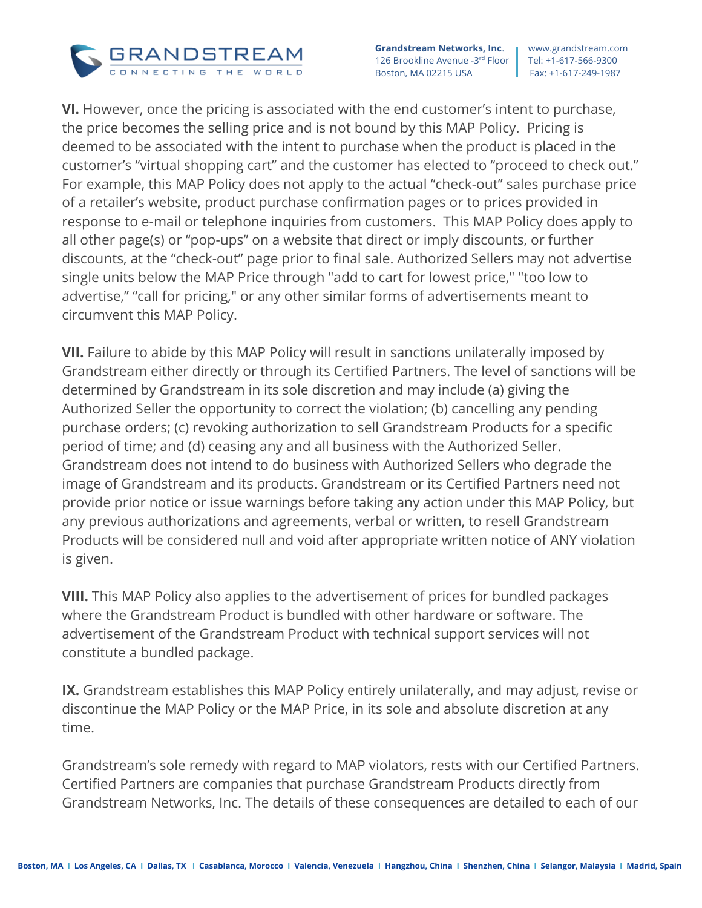**VI.** However, once the pricing is associated with the end customer's intent to purchase, the price becomes the selling price and is not bound by this MAP Policy. Pricing is deemed to be associated with the intent to purchase when the product is placed in the customer's "virtual shopping cart" and the customer has elected to "proceed to check out." For example, this MAP Policy does not apply to the actual "check-out" sales purchase price of a retailer's website, product purchase confirmation pages or to prices provided in response to e-mail or telephone inquiries from customers. This MAP Policy does apply to all other page(s) or "pop-ups" on a website that direct or imply discounts, or further discounts, at the "check-out" page prior to final sale. Authorized Sellers may not advertise single units below the MAP Price through "add to cart for lowest price," "too low to advertise," "call for pricing," or any other similar forms of advertisements meant to circumvent this MAP Policy.

**VII.** Failure to abide by this MAP Policy will result in sanctions unilaterally imposed by Grandstream either directly or through its Certified Partners. The level of sanctions will be determined by Grandstream in its sole discretion and may include (a) giving the Authorized Seller the opportunity to correct the violation; (b) cancelling any pending purchase orders; (c) revoking authorization to sell Grandstream Products for a specific period of time; and (d) ceasing any and all business with the Authorized Seller. Grandstream does not intend to do business with Authorized Sellers who degrade the image of Grandstream and its products. Grandstream or its Certified Partners need not provide prior notice or issue warnings before taking any action under this MAP Policy, but any previous authorizations and agreements, verbal or written, to resell Grandstream Products will be considered null and void after appropriate written notice of ANY violation is given.

**VIII.** This MAP Policy also applies to the advertisement of prices for bundled packages where the Grandstream Product is bundled with other hardware or software. The advertisement of the Grandstream Product with technical support services will not constitute a bundled package.

**IX.** Grandstream establishes this MAP Policy entirely unilaterally, and may adjust, revise or discontinue the MAP Policy or the MAP Price, in its sole and absolute discretion at any time.

Grandstream's sole remedy with regard to MAP violators, rests with our Certified Partners. Certified Partners are companies that purchase Grandstream Products directly from Grandstream Networks, Inc. The details of these consequences are detailed to each of our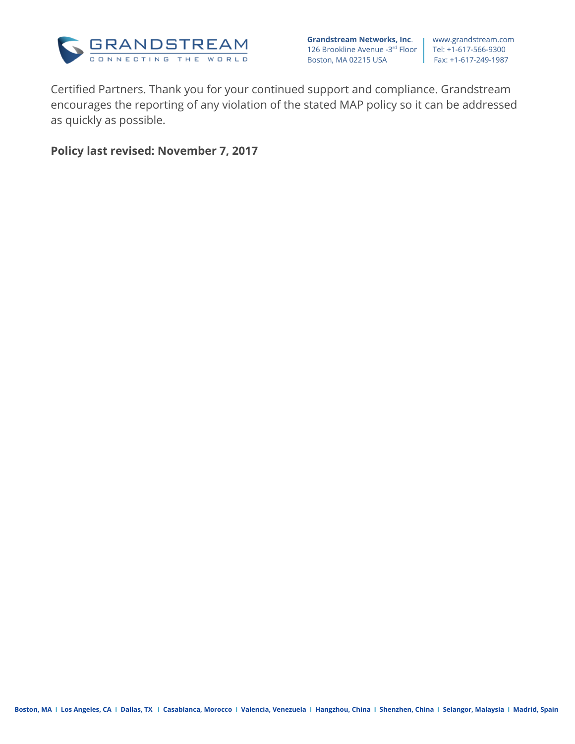Certified Partners. Thank you for your continued support and compliance. Grandstream encourages the reporting of any violation of the stated MAP policy so it can be addressed as quickly as possible.

**Policy last revised: November 7, 2017**